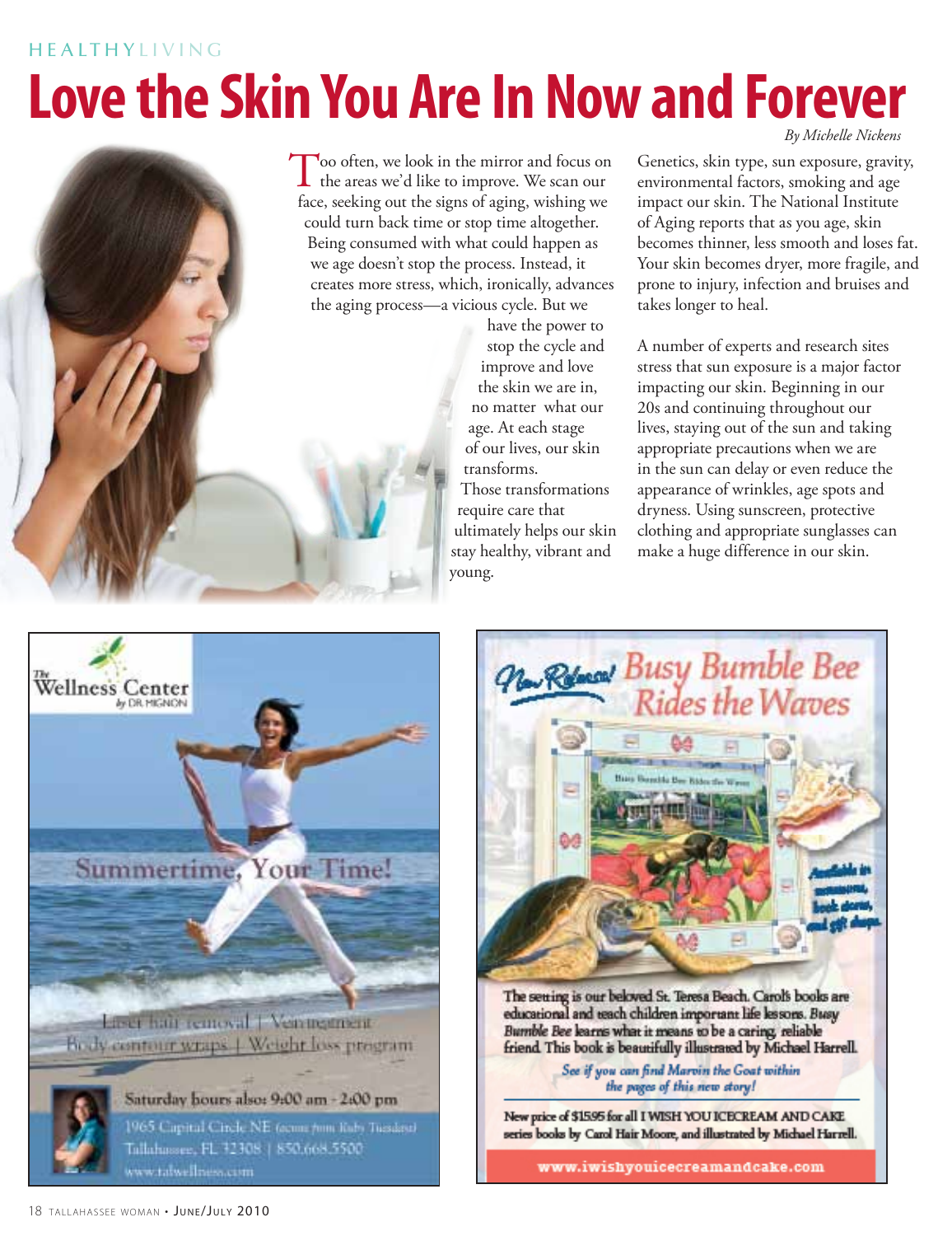HEALTHYLIVING

# Love the Skin You Are In Now and Forever

*By Michelle Nickens*

Too often, we look in the mirror and focus on the areas we'd like to improve. We scan our face, seeking out the signs of aging, wishing we could turn back time or stop time altogether. Being consumed with what could happen as we age doesn't stop the process. Instead, it creates more stress, which, ironically, advances the aging process—a vicious cycle. But we have the power to stop the cycle and improve and love the skin we are in, no matter what our age. At each stage of our lives, our skin transforms. Those transformations require care that ultimately helps our skin stay healthy, vibrant and young.

Genetics, skin type, sun exposure, gravity, environmental factors, smoking and age impact our skin. The National Institute of Aging reports that as you age, skin becomes thinner, less smooth and loses fat. Your skin becomes dryer, more fragile, and prone to injury, infection and bruises and takes longer to heal.

A number of experts and research sites stress that sun exposure is a major factor impacting our skin. Beginning in our 20s and continuing throughout our lives, staying out of the sun and taking appropriate precautions when we are in the sun can delay or even reduce the appearance of wrinkles, age spots and dryness. Using sunscreen, protective clothing and appropriate sunglasses can make a huge difference in our skin.

---

**The Wellness Center** by DR. MIGNON

**Summertime, Your Time!**

Laser hair removal | Vein treatment
Body contour wraps | Weight loss program

Saturday hours also: 9:00 am - 2:00 pm

1965 Capital Circle NE (across from Ruby Tuesday)
Tallahassee, FL 32308 | 850.668.5500
www.talwellness.com

---

*New Release!* **Busy Bumble Bee Rides the Waves**

Available in museums, book stores, and gift shops.

The setting is our beloved St. Teresa Beach. Carol's books are educational and teach children important life lessons. *Busy Bumble Bee* learns what it means to be a caring, reliable friend. This book is beautifully illustrated by Michael Harrell.

*See if you can find Marvin the Goat within the pages of this new story!*

New price of $15.95 for all I WISH YOU ICECREAM AND CAKE series books by Carol Hair Moore, and illustrated by Michael Harrell.

www.iwishyouicecreamandcake.com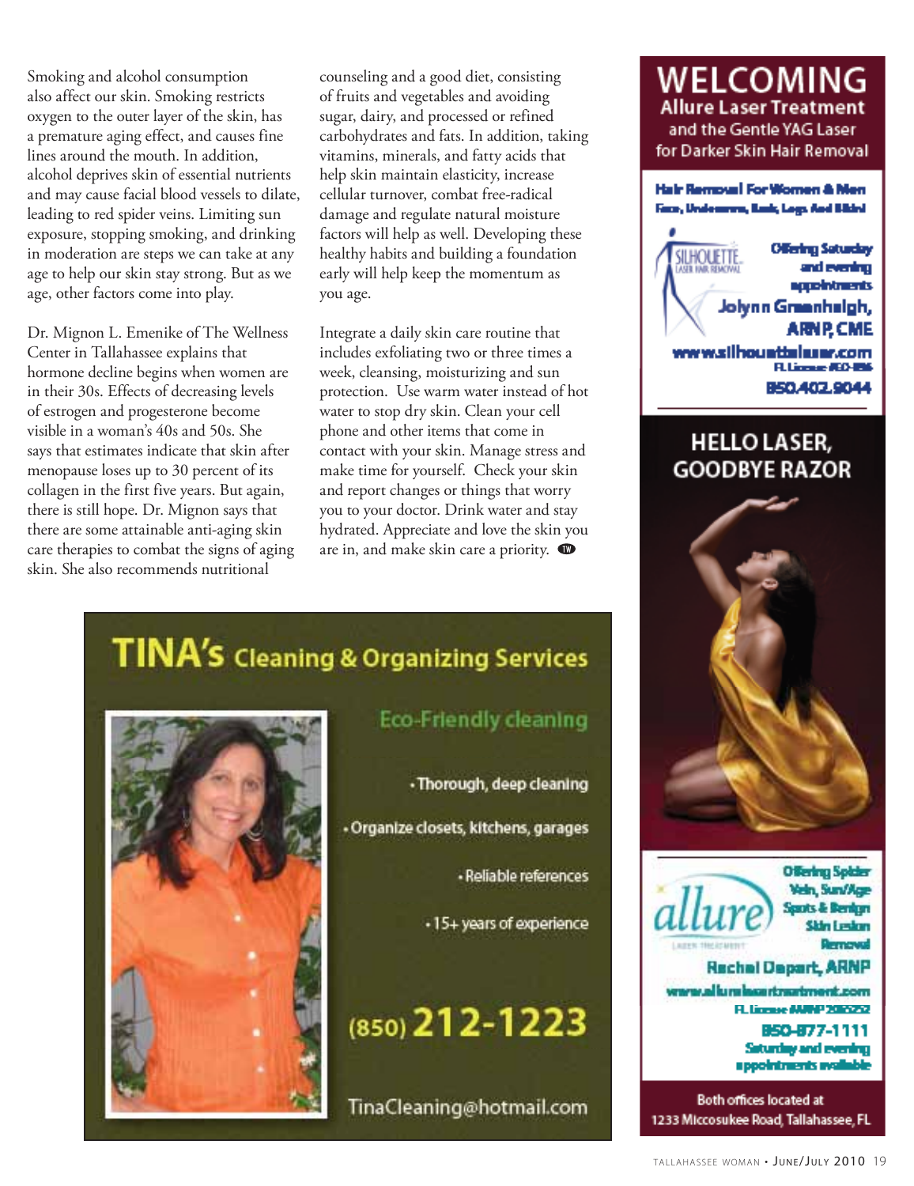Smoking and alcohol consumption also affect our skin. Smoking restricts oxygen to the outer layer of the skin, has a premature aging effect, and causes fine lines around the mouth. In addition, alcohol deprives skin of essential nutrients and may cause facial blood vessels to dilate, leading to red spider veins. Limiting sun exposure, stopping smoking, and drinking in moderation are steps we can take at any age to help our skin stay strong. But as we age, other factors come into play.

Dr. Mignon L. Emenike of The Wellness Center in Tallahassee explains that hormone decline begins when women are in their 30s. Effects of decreasing levels of estrogen and progesterone become visible in a woman's 40s and 50s. She says that estimates indicate that skin after menopause loses up to 30 percent of its collagen in the first five years. But again, there is still hope. Dr. Mignon says that there are some attainable anti-aging skin care therapies to combat the signs of aging skin. She also recommends nutritional counseling and a good diet, consisting of fruits and vegetables and avoiding sugar, dairy, and processed or refined carbohydrates and fats. In addition, taking vitamins, minerals, and fatty acids that help skin maintain elasticity, increase cellular turnover, combat free-radical damage and regulate natural moisture factors will help as well. Developing these healthy habits and building a foundation early will help keep the momentum as you age.

Integrate a daily skin care routine that includes exfoliating two or three times a week, cleansing, moisturizing and sun protection. Use warm water instead of hot water to stop dry skin. Clean your cell phone and other items that come in contact with your skin. Manage stress and make time for yourself. Check your skin and report changes or things that worry you to your doctor. Drink water and stay hydrated. Appreciate and love the skin you are in, and make skin care a priority.

# TINA's Cleaning & Organizing Services

Eco-Friendly cleaning

- Thorough, deep cleaning
- Organize closets, kitchens, garages
- Reliable references
- 15+ years of experience

(850) 212-1223

TinaCleaning@hotmail.com

# WELCOMING

**Allure Laser Treatment**
and the Gentle YAG Laser
for Darker Skin Hair Removal

**Hair Removal For Women & Men**
Face, Underarms, Back, Legs And Bikini

SILHOUETTE LASER HAIR REMOVAL

Offering Saturday and evening appointments

Jolynn Greenhalgh, ARNP, CME
www.silhouettelaser.com
FL License #EO-896
850.402.9044

## HELLO LASER, GOODBYE RAZOR

allure LASER TREATMENT

Offering Spider Vein, Sun/Age Spots & Benign Skin Lesion Removal

Rachel Depart, ARNP
www.allurelasertreatment.com
FL License #ARNP 2085252
850-877-1111
Saturday and evening appointments available

Both offices located at 1233 Miccosukee Road, Tallahassee, FL